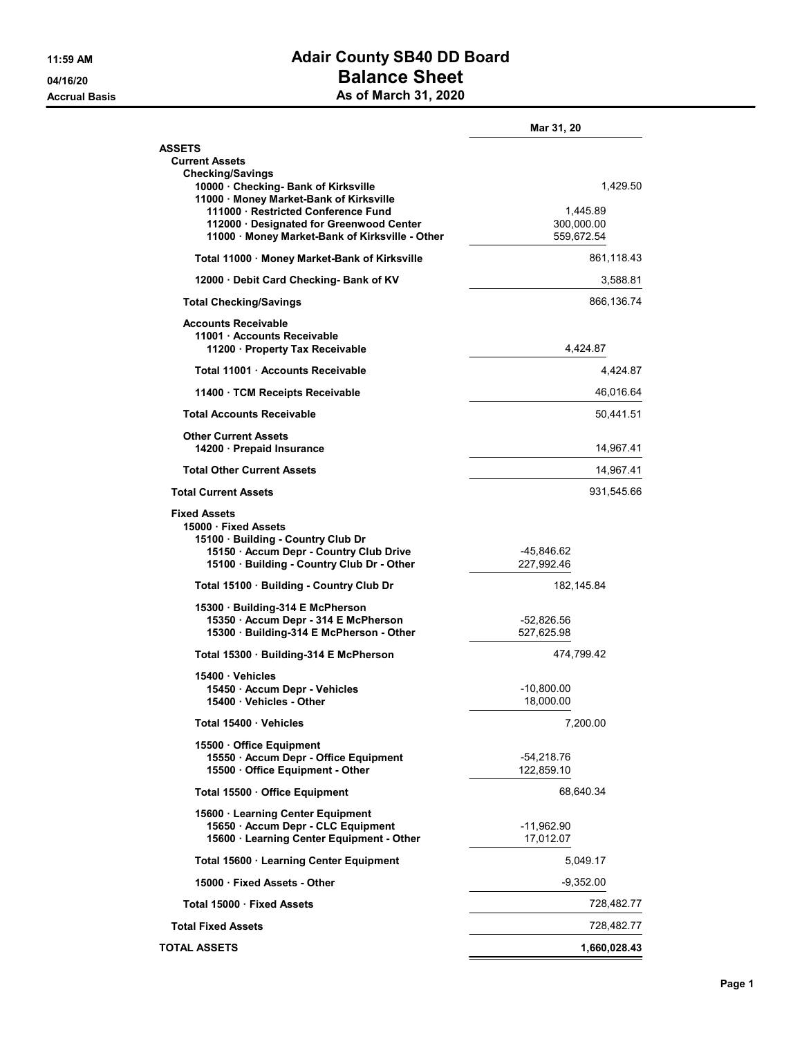# Adair County SB40 DD Board

## Balance Sheet

### As of March 31, 2020

Accrual Basis

| | Mar 31, 20 | |
|---|---|---|
| **ASSETS** | | |
| **Current Assets** | | |
| **Checking/Savings** | | |
| **10000 · Checking- Bank of Kirksville** | | 1,429.50 |
| **11000 · Money Market-Bank of Kirksville** | | |
| **111000 · Restricted Conference Fund** | 1,445.89 | |
| **112000 · Designated for Greenwood Center** | 300,000.00 | |
| **11000 · Money Market-Bank of Kirksville - Other** | 559,672.54 | |
| **Total 11000 · Money Market-Bank of Kirksville** | | 861,118.43 |
| **12000 · Debit Card Checking- Bank of KV** | | 3,588.81 |
| **Total Checking/Savings** | | 866,136.74 |
| **Accounts Receivable** | | |
| **11001 · Accounts Receivable** | | |
| **11200 · Property Tax Receivable** | 4,424.87 | |
| **Total 11001 · Accounts Receivable** | | 4,424.87 |
| **11400 · TCM Receipts Receivable** | | 46,016.64 |
| **Total Accounts Receivable** | | 50,441.51 |
| **Other Current Assets** | | |
| **14200 · Prepaid Insurance** | | 14,967.41 |
| **Total Other Current Assets** | | 14,967.41 |
| **Total Current Assets** | | 931,545.66 |
| **Fixed Assets** | | |
| **15000 · Fixed Assets** | | |
| **15100 · Building - Country Club Dr** | | |
| **15150 · Accum Depr - Country Club Drive** | -45,846.62 | |
| **15100 · Building - Country Club Dr - Other** | 227,992.46 | |
| **Total 15100 · Building - Country Club Dr** | 182,145.84 | |
| **15300 · Building-314 E McPherson** | | |
| **15350 · Accum Depr - 314 E McPherson** | -52,826.56 | |
| **15300 · Building-314 E McPherson - Other** | 527,625.98 | |
| **Total 15300 · Building-314 E McPherson** | 474,799.42 | |
| **15400 · Vehicles** | | |
| **15450 · Accum Depr - Vehicles** | -10,800.00 | |
| **15400 · Vehicles - Other** | 18,000.00 | |
| **Total 15400 · Vehicles** | 7,200.00 | |
| **15500 · Office Equipment** | | |
| **15550 · Accum Depr - Office Equipment** | -54,218.76 | |
| **15500 · Office Equipment - Other** | 122,859.10 | |
| **Total 15500 · Office Equipment** | 68,640.34 | |
| **15600 · Learning Center Equipment** | | |
| **15650 · Accum Depr - CLC Equipment** | -11,962.90 | |
| **15600 · Learning Center Equipment - Other** | 17,012.07 | |
| **Total 15600 · Learning Center Equipment** | 5,049.17 | |
| **15000 · Fixed Assets - Other** | -9,352.00 | |
| **Total 15000 · Fixed Assets** | | 728,482.77 |
| **Total Fixed Assets** | | 728,482.77 |
| **TOTAL ASSETS** | | **1,660,028.43** |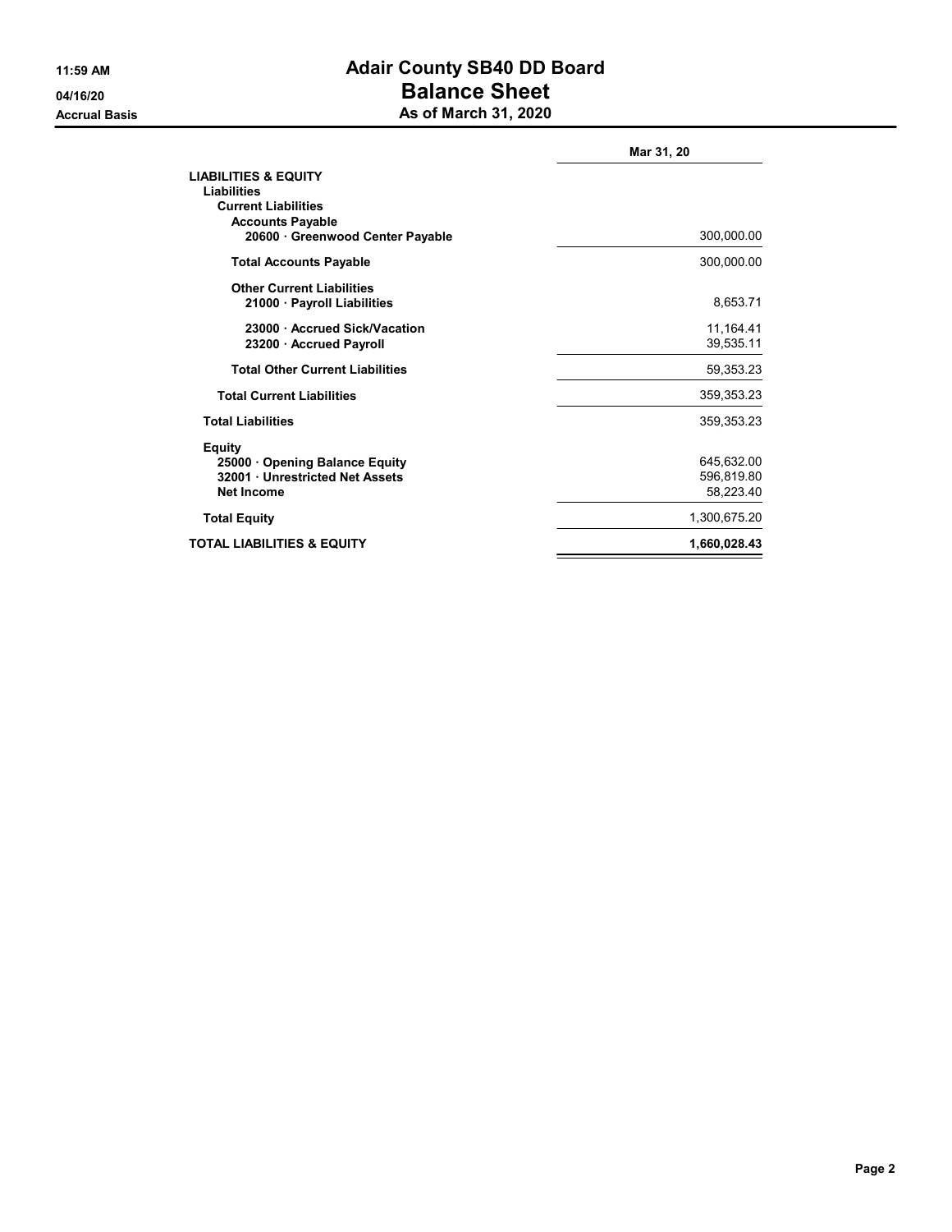# Adair County SB40 DD Board
## Balance Sheet
### As of March 31, 2020

11:59 AM
04/16/20
Accrual Basis

| | Mar 31, 20 |
|---|---|
| **LIABILITIES & EQUITY** | |
| **Liabilities** | |
| **Current Liabilities** | |
| **Accounts Payable** | |
| **20600 · Greenwood Center Payable** | 300,000.00 |
| **Total Accounts Payable** | 300,000.00 |
| **Other Current Liabilities** | |
| **21000 · Payroll Liabilities** | 8,653.71 |
| **23000 · Accrued Sick/Vacation** | 11,164.41 |
| **23200 · Accrued Payroll** | 39,535.11 |
| **Total Other Current Liabilities** | 59,353.23 |
| **Total Current Liabilities** | 359,353.23 |
| **Total Liabilities** | 359,353.23 |
| **Equity** | |
| **25000 · Opening Balance Equity** | 645,632.00 |
| **32001 · Unrestricted Net Assets** | 596,819.80 |
| **Net Income** | 58,223.40 |
| **Total Equity** | 1,300,675.20 |
| **TOTAL LIABILITIES & EQUITY** | **1,660,028.43** |